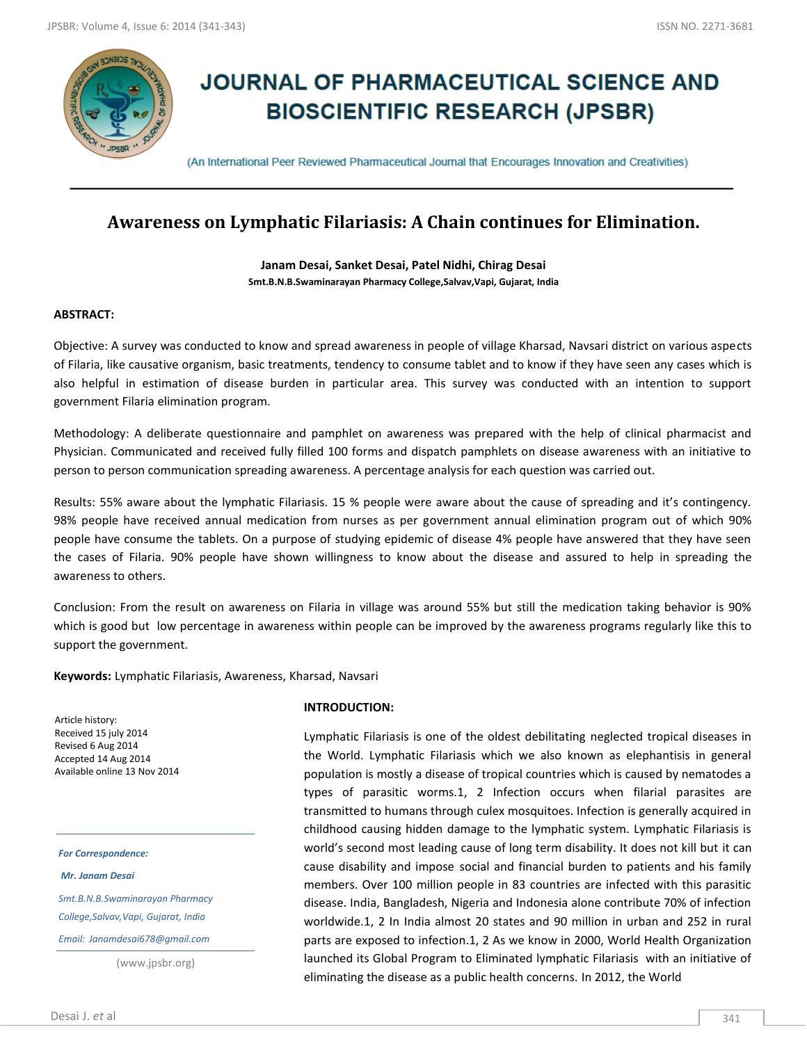# JOURNAL OF PHARMACEUTICAL SCIENCE AND BIOSCIENTIFIC RESEARCH (JPSBR)

(An International Peer Reviewed Pharmaceutical Journal that Encourages Innovation and Creativities)

## Awareness on Lymphatic Filariasis: A Chain continues for Elimination.

**Janam Desai, Sanket Desai, Patel Nidhi, Chirag Desai**

**Smt.B.N.B.Swaminarayan Pharmacy College,Salvav,Vapi, Gujarat, India**

### ABSTRACT:

Objective: A survey was conducted to know and spread awareness in people of village Kharsad, Navsari district on various aspects of Filaria, like causative organism, basic treatments, tendency to consume tablet and to know if they have seen any cases which is also helpful in estimation of disease burden in particular area. This survey was conducted with an intention to support government Filaria elimination program.

Methodology: A deliberate questionnaire and pamphlet on awareness was prepared with the help of clinical pharmacist and Physician. Communicated and received fully filled 100 forms and dispatch pamphlets on disease awareness with an initiative to person to person communication spreading awareness. A percentage analysis for each question was carried out.

Results: 55% aware about the lymphatic Filariasis. 15 % people were aware about the cause of spreading and it's contingency. 98% people have received annual medication from nurses as per government annual elimination program out of which 90% people have consume the tablets. On a purpose of studying epidemic of disease 4% people have answered that they have seen the cases of Filaria. 90% people have shown willingness to know about the disease and assured to help in spreading the awareness to others.

Conclusion: From the result on awareness on Filaria in village was around 55% but still the medication taking behavior is 90% which is good but low percentage in awareness within people can be improved by the awareness programs regularly like this to support the government.

**Keywords:** Lymphatic Filariasis, Awareness, Kharsad, Navsari

Article history:
Received 15 july 2014
Revised 6 Aug 2014
Accepted 14 Aug 2014
Available online 13 Nov 2014

*For Correspondence:*

*Mr. Janam Desai*

*Smt.B.N.B.Swaminarayan Pharmacy College,Salvav,Vapi, Gujarat, India*

*Email: Janamdesai678@gmail.com*

(www.jpsbr.org)

### INTRODUCTION:

Lymphatic Filariasis is one of the oldest debilitating neglected tropical diseases in the World. Lymphatic Filariasis which we also known as elephantisis in general population is mostly a disease of tropical countries which is caused by nematodes a types of parasitic worms.[1, 2] Infection occurs when filarial parasites are transmitted to humans through culex mosquitoes. Infection is generally acquired in childhood causing hidden damage to the lymphatic system. Lymphatic Filariasis is world's second most leading cause of long term disability. It does not kill but it can cause disability and impose social and financial burden to patients and his family members. Over 100 million people in 83 countries are infected with this parasitic disease. India, Bangladesh, Nigeria and Indonesia alone contribute 70% of infection worldwide.[1, 2] In India almost 20 states and 90 million in urban and 252 in rural parts are exposed to infection.[1, 2] As we know in 2000, World Health Organization launched its Global Program to Eliminated lymphatic Filariasis with an initiative of eliminating the disease as a public health concerns. In 2012, the World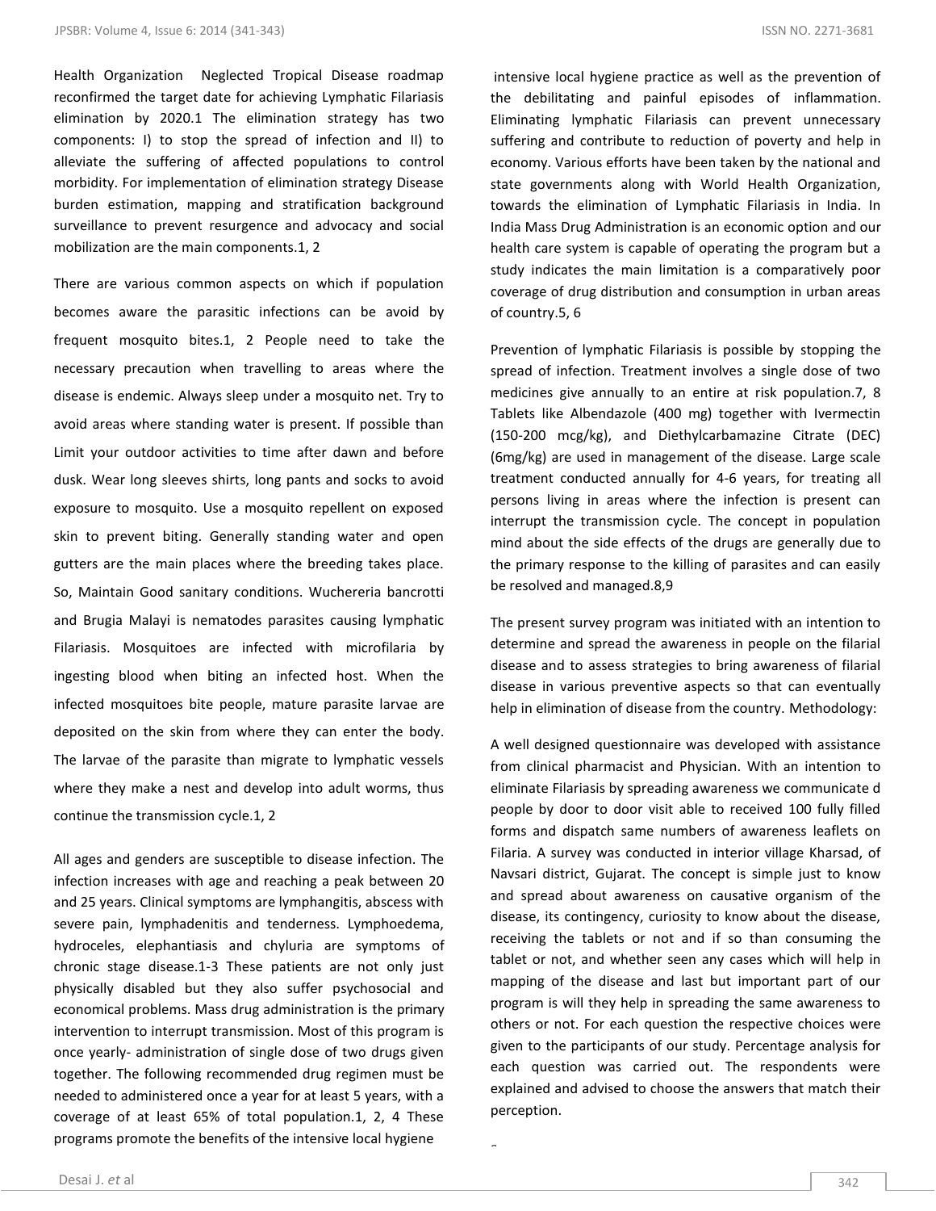Health Organization Neglected Tropical Disease roadmap reconfirmed the target date for achieving Lymphatic Filariasis elimination by 2020.1 The elimination strategy has two components: I) to stop the spread of infection and II) to alleviate the suffering of affected populations to control morbidity. For implementation of elimination strategy Disease burden estimation, mapping and stratification background surveillance to prevent resurgence and advocacy and social mobilization are the main components.1, 2

There are various common aspects on which if population becomes aware the parasitic infections can be avoid by frequent mosquito bites.1, 2 People need to take the necessary precaution when travelling to areas where the disease is endemic. Always sleep under a mosquito net. Try to avoid areas where standing water is present. If possible than Limit your outdoor activities to time after dawn and before dusk. Wear long sleeves shirts, long pants and socks to avoid exposure to mosquito. Use a mosquito repellent on exposed skin to prevent biting. Generally standing water and open gutters are the main places where the breeding takes place. So, Maintain Good sanitary conditions. Wuchereria bancrotti and Brugia Malayi is nematodes parasites causing lymphatic Filariasis. Mosquitoes are infected with microfilaria by ingesting blood when biting an infected host. When the infected mosquitoes bite people, mature parasite larvae are deposited on the skin from where they can enter the body. The larvae of the parasite than migrate to lymphatic vessels where they make a nest and develop into adult worms, thus continue the transmission cycle.1, 2

All ages and genders are susceptible to disease infection. The infection increases with age and reaching a peak between 20 and 25 years. Clinical symptoms are lymphangitis, abscess with severe pain, lymphadenitis and tenderness. Lymphoedema, hydroceles, elephantiasis and chyluria are symptoms of chronic stage disease.1-3 These patients are not only just physically disabled but they also suffer psychosocial and economical problems. Mass drug administration is the primary intervention to interrupt transmission. Most of this program is once yearly- administration of single dose of two drugs given together. The following recommended drug regimen must be needed to administered once a year for at least 5 years, with a coverage of at least 65% of total population.1, 2, 4 These programs promote the benefits of the intensive local hygiene intensive local hygiene practice as well as the prevention of the debilitating and painful episodes of inflammation. Eliminating lymphatic Filariasis can prevent unnecessary suffering and contribute to reduction of poverty and help in economy. Various efforts have been taken by the national and state governments along with World Health Organization, towards the elimination of Lymphatic Filariasis in India. In India Mass Drug Administration is an economic option and our health care system is capable of operating the program but a study indicates the main limitation is a comparatively poor coverage of drug distribution and consumption in urban areas of country.5, 6

Prevention of lymphatic Filariasis is possible by stopping the spread of infection. Treatment involves a single dose of two medicines give annually to an entire at risk population.7, 8 Tablets like Albendazole (400 mg) together with Ivermectin (150-200 mcg/kg), and Diethylcarbamazine Citrate (DEC) (6mg/kg) are used in management of the disease. Large scale treatment conducted annually for 4-6 years, for treating all persons living in areas where the infection is present can interrupt the transmission cycle. The concept in population mind about the side effects of the drugs are generally due to the primary response to the killing of parasites and can easily be resolved and managed.8,9

The present survey program was initiated with an intention to determine and spread the awareness in people on the filarial disease and to assess strategies to bring awareness of filarial disease in various preventive aspects so that can eventually help in elimination of disease from the country. Methodology:

A well designed questionnaire was developed with assistance from clinical pharmacist and Physician. With an intention to eliminate Filariasis by spreading awareness we communicate d people by door to door visit able to received 100 fully filled forms and dispatch same numbers of awareness leaflets on Filaria. A survey was conducted in interior village Kharsad, of Navsari district, Gujarat. The concept is simple just to know and spread about awareness on causative organism of the disease, its contingency, curiosity to know about the disease, receiving the tablets or not and if so than consuming the tablet or not, and whether seen any cases which will help in mapping of the disease and last but important part of our program is will they help in spreading the same awareness to others or not. For each question the respective choices were given to the participants of our study. Percentage analysis for each question was carried out. The respondents were explained and advised to choose the answers that match their perception.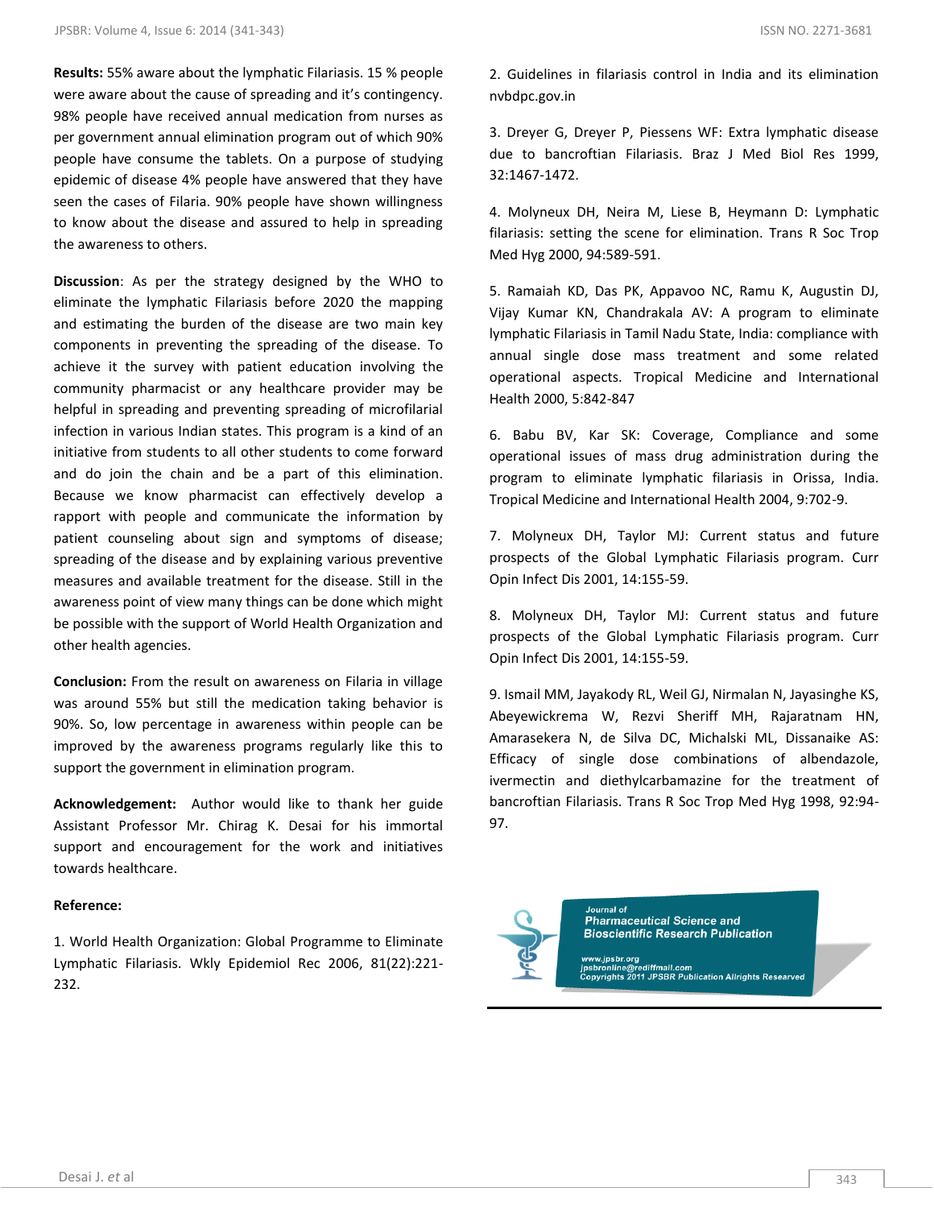**Results:** 55% aware about the lymphatic Filariasis. 15 % people were aware about the cause of spreading and it's contingency. 98% people have received annual medication from nurses as per government annual elimination program out of which 90% people have consume the tablets. On a purpose of studying epidemic of disease 4% people have answered that they have seen the cases of Filaria. 90% people have shown willingness to know about the disease and assured to help in spreading the awareness to others.

**Discussion**: As per the strategy designed by the WHO to eliminate the lymphatic Filariasis before 2020 the mapping and estimating the burden of the disease are two main key components in preventing the spreading of the disease. To achieve it the survey with patient education involving the community pharmacist or any healthcare provider may be helpful in spreading and preventing spreading of microfilarial infection in various Indian states. This program is a kind of an initiative from students to all other students to come forward and do join the chain and be a part of this elimination. Because we know pharmacist can effectively develop a rapport with people and communicate the information by patient counseling about sign and symptoms of disease; spreading of the disease and by explaining various preventive measures and available treatment for the disease. Still in the awareness point of view many things can be done which might be possible with the support of World Health Organization and other health agencies.

**Conclusion:** From the result on awareness on Filaria in village was around 55% but still the medication taking behavior is 90%. So, low percentage in awareness within people can be improved by the awareness programs regularly like this to support the government in elimination program.

**Acknowledgement:** Author would like to thank her guide Assistant Professor Mr. Chirag K. Desai for his immortal support and encouragement for the work and initiatives towards healthcare.

**Reference:**

1. World Health Organization: Global Programme to Eliminate Lymphatic Filariasis. Wkly Epidemiol Rec 2006, 81(22):221-232.

2. Guidelines in filariasis control in India and its elimination nvbdpc.gov.in

3. Dreyer G, Dreyer P, Piessens WF: Extra lymphatic disease due to bancroftian Filariasis. Braz J Med Biol Res 1999, 32:1467-1472.

4. Molyneux DH, Neira M, Liese B, Heymann D: Lymphatic filariasis: setting the scene for elimination. Trans R Soc Trop Med Hyg 2000, 94:589-591.

5. Ramaiah KD, Das PK, Appavoo NC, Ramu K, Augustin DJ, Vijay Kumar KN, Chandrakala AV: A program to eliminate lymphatic Filariasis in Tamil Nadu State, India: compliance with annual single dose mass treatment and some related operational aspects. Tropical Medicine and International Health 2000, 5:842-847

6. Babu BV, Kar SK: Coverage, Compliance and some operational issues of mass drug administration during the program to eliminate lymphatic filariasis in Orissa, India. Tropical Medicine and International Health 2004, 9:702-9.

7. Molyneux DH, Taylor MJ: Current status and future prospects of the Global Lymphatic Filariasis program. Curr Opin Infect Dis 2001, 14:155-59.

8. Molyneux DH, Taylor MJ: Current status and future prospects of the Global Lymphatic Filariasis program. Curr Opin Infect Dis 2001, 14:155-59.

9. Ismail MM, Jayakody RL, Weil GJ, Nirmalan N, Jayasinghe KS, Abeyewickrema W, Rezvi Sheriff MH, Rajaratnam HN, Amarasekera N, de Silva DC, Michalski ML, Dissanaike AS: Efficacy of single dose combinations of albendazole, ivermectin and diethylcarbamazine for the treatment of bancroftian Filariasis. Trans R Soc Trop Med Hyg 1998, 92:94-97.

Journal of Pharmaceutical Science and Bioscientific Research Publication
www.jpsbr.org
jpsbronline@rediffmail.com
Copyrights 2011 JPSBR Publication Allrights Researved